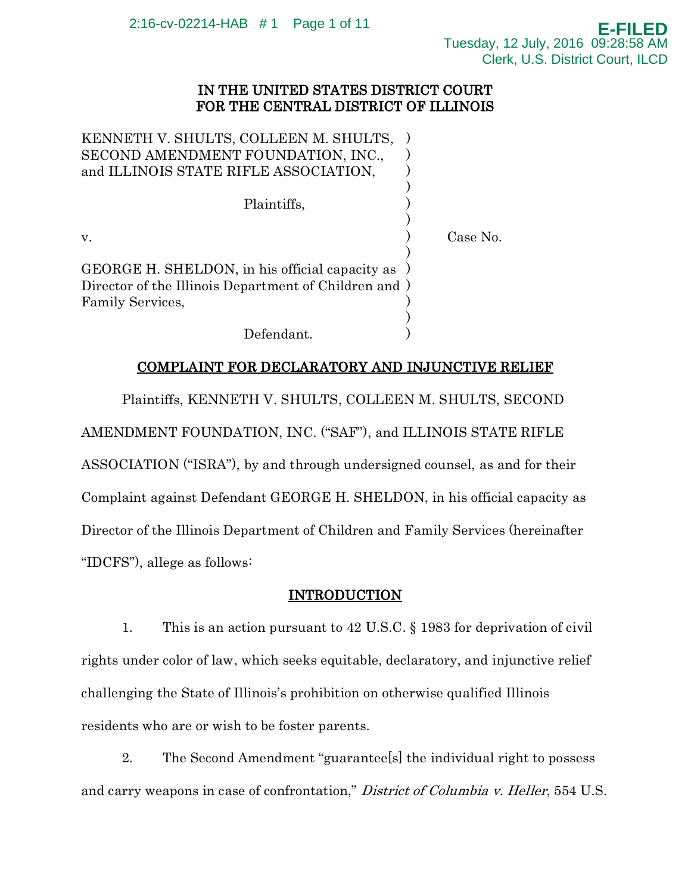IN THE UNITED STATES DISTRICT COURT
FOR THE CENTRAL DISTRICT OF ILLINOIS

KENNETH V. SHULTS, COLLEEN M. SHULTS, SECOND AMENDMENT FOUNDATION, INC., and ILLINOIS STATE RIFLE ASSOCIATION,

Plaintiffs,

v.

GEORGE H. SHELDON, in his official capacity as Director of the Illinois Department of Children and Family Services,

Defendant.

Case No.

## COMPLAINT FOR DECLARATORY AND INJUNCTIVE RELIEF

Plaintiffs, KENNETH V. SHULTS, COLLEEN M. SHULTS, SECOND AMENDMENT FOUNDATION, INC. ("SAF"), and ILLINOIS STATE RIFLE ASSOCIATION ("ISRA"), by and through undersigned counsel, as and for their Complaint against Defendant GEORGE H. SHELDON, in his official capacity as Director of the Illinois Department of Children and Family Services (hereinafter "IDCFS"), allege as follows:

## INTRODUCTION

1. This is an action pursuant to 42 U.S.C. § 1983 for deprivation of civil rights under color of law, which seeks equitable, declaratory, and injunctive relief challenging the State of Illinois's prohibition on otherwise qualified Illinois residents who are or wish to be foster parents.

2. The Second Amendment "guarantee[s] the individual right to possess and carry weapons in case of confrontation," *District of Columbia v. Heller*, 554 U.S.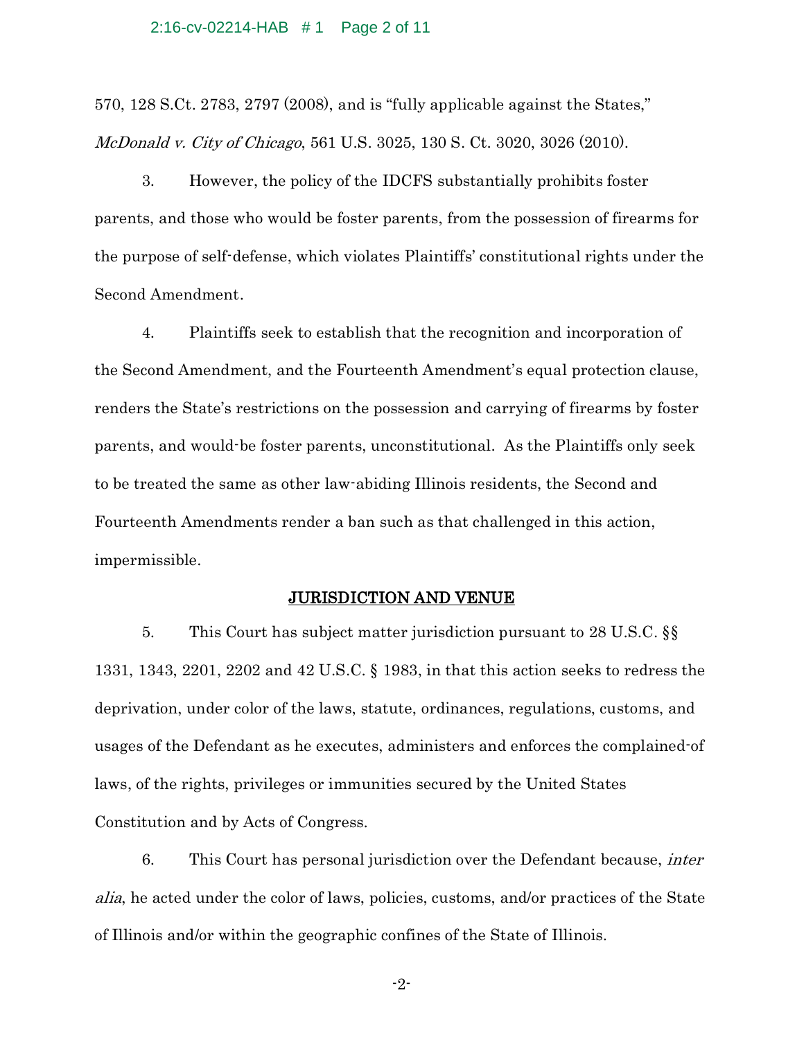570, 128 S.Ct. 2783, 2797 (2008), and is "fully applicable against the States," *McDonald v. City of Chicago*, 561 U.S. 3025, 130 S. Ct. 3020, 3026 (2010).

3. However, the policy of the IDCFS substantially prohibits foster parents, and those who would be foster parents, from the possession of firearms for the purpose of self-defense, which violates Plaintiffs' constitutional rights under the Second Amendment.

4. Plaintiffs seek to establish that the recognition and incorporation of the Second Amendment, and the Fourteenth Amendment's equal protection clause, renders the State's restrictions on the possession and carrying of firearms by foster parents, and would-be foster parents, unconstitutional. As the Plaintiffs only seek to be treated the same as other law-abiding Illinois residents, the Second and Fourteenth Amendments render a ban such as that challenged in this action, impermissible.

## JURISDICTION AND VENUE

5. This Court has subject matter jurisdiction pursuant to 28 U.S.C. §§ 1331, 1343, 2201, 2202 and 42 U.S.C. § 1983, in that this action seeks to redress the deprivation, under color of the laws, statute, ordinances, regulations, customs, and usages of the Defendant as he executes, administers and enforces the complained-of laws, of the rights, privileges or immunities secured by the United States Constitution and by Acts of Congress.

6. This Court has personal jurisdiction over the Defendant because, *inter alia*, he acted under the color of laws, policies, customs, and/or practices of the State of Illinois and/or within the geographic confines of the State of Illinois.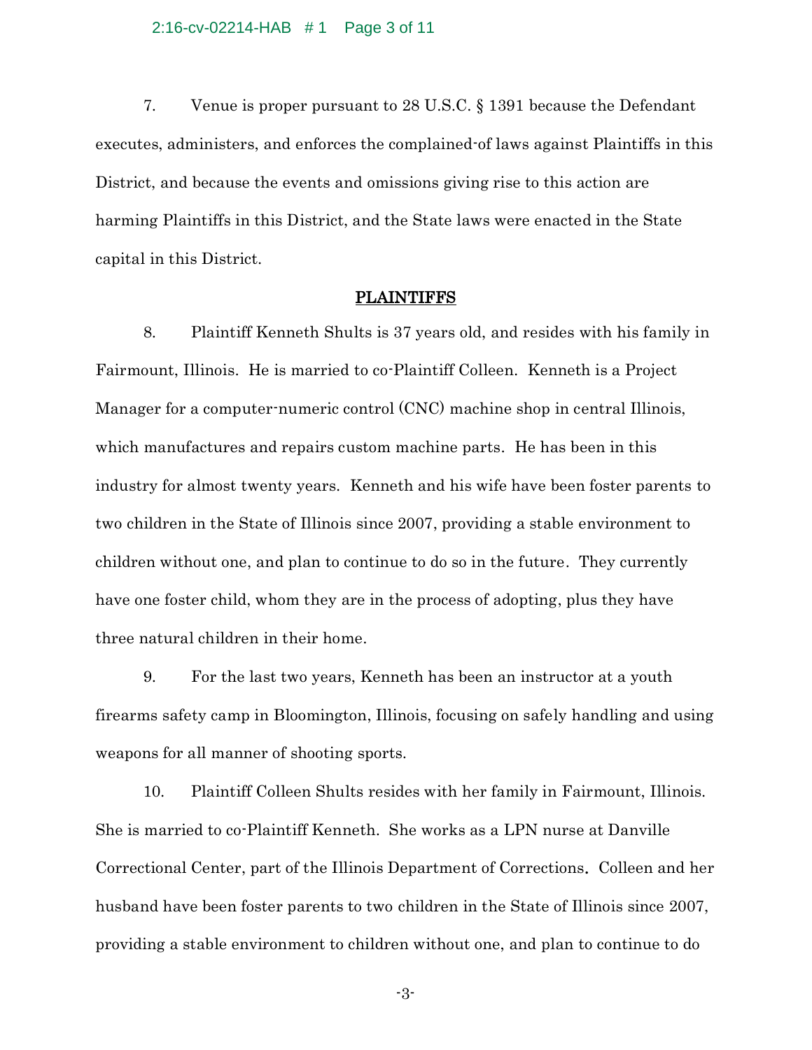7. Venue is proper pursuant to 28 U.S.C. § 1391 because the Defendant executes, administers, and enforces the complained-of laws against Plaintiffs in this District, and because the events and omissions giving rise to this action are harming Plaintiffs in this District, and the State laws were enacted in the State capital in this District.

## PLAINTIFFS

8. Plaintiff Kenneth Shults is 37 years old, and resides with his family in Fairmount, Illinois. He is married to co-Plaintiff Colleen. Kenneth is a Project Manager for a computer-numeric control (CNC) machine shop in central Illinois, which manufactures and repairs custom machine parts. He has been in this industry for almost twenty years. Kenneth and his wife have been foster parents to two children in the State of Illinois since 2007, providing a stable environment to children without one, and plan to continue to do so in the future. They currently have one foster child, whom they are in the process of adopting, plus they have three natural children in their home.

9. For the last two years, Kenneth has been an instructor at a youth firearms safety camp in Bloomington, Illinois, focusing on safely handling and using weapons for all manner of shooting sports.

10. Plaintiff Colleen Shults resides with her family in Fairmount, Illinois. She is married to co-Plaintiff Kenneth. She works as a LPN nurse at Danville Correctional Center, part of the Illinois Department of Corrections. Colleen and her husband have been foster parents to two children in the State of Illinois since 2007, providing a stable environment to children without one, and plan to continue to do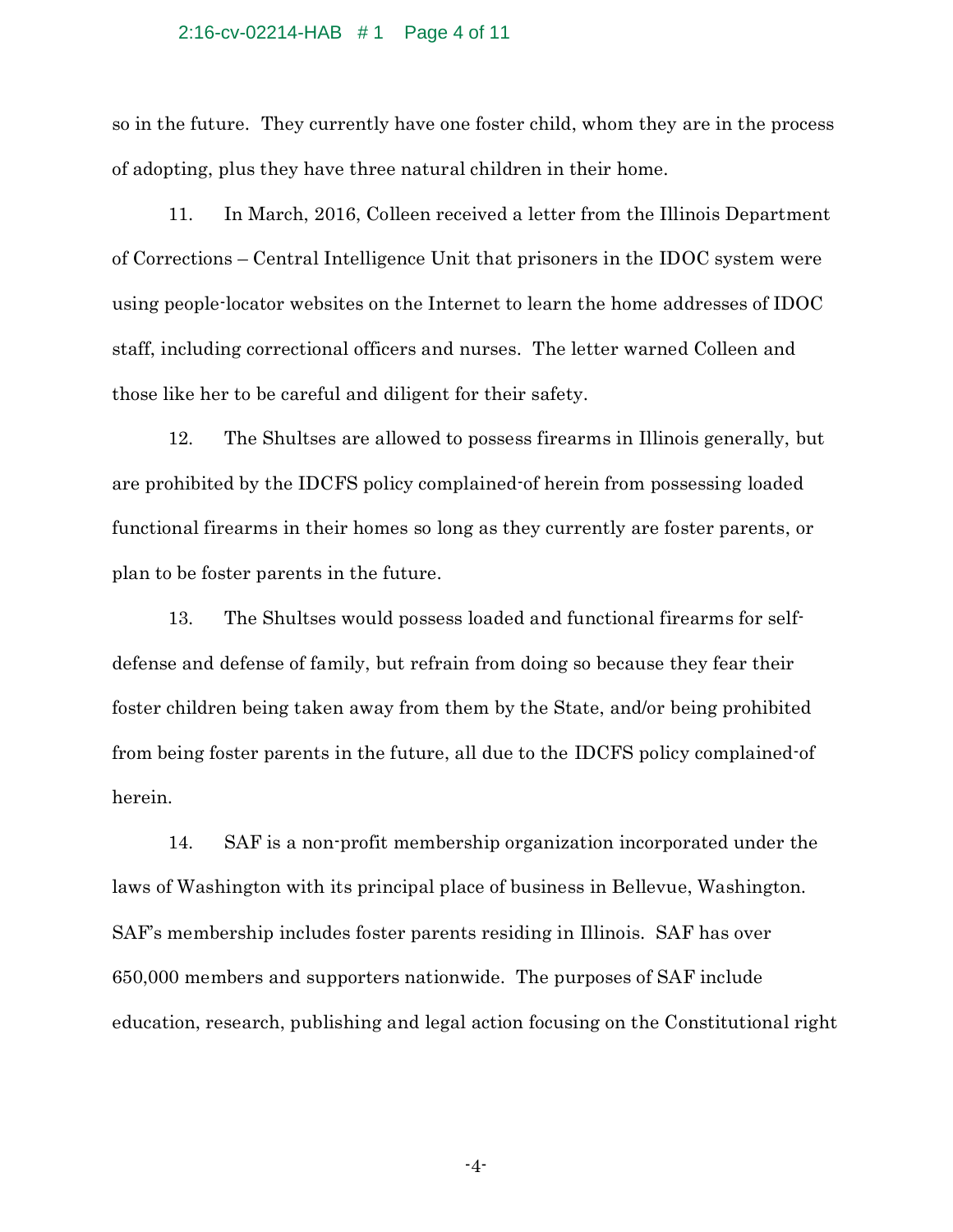so in the future. They currently have one foster child, whom they are in the process of adopting, plus they have three natural children in their home.

11. In March, 2016, Colleen received a letter from the Illinois Department of Corrections – Central Intelligence Unit that prisoners in the IDOC system were using people-locator websites on the Internet to learn the home addresses of IDOC staff, including correctional officers and nurses. The letter warned Colleen and those like her to be careful and diligent for their safety.

12. The Shultses are allowed to possess firearms in Illinois generally, but are prohibited by the IDCFS policy complained-of herein from possessing loaded functional firearms in their homes so long as they currently are foster parents, or plan to be foster parents in the future.

13. The Shultses would possess loaded and functional firearms for self-defense and defense of family, but refrain from doing so because they fear their foster children being taken away from them by the State, and/or being prohibited from being foster parents in the future, all due to the IDCFS policy complained-of herein.

14. SAF is a non-profit membership organization incorporated under the laws of Washington with its principal place of business in Bellevue, Washington. SAF's membership includes foster parents residing in Illinois. SAF has over 650,000 members and supporters nationwide. The purposes of SAF include education, research, publishing and legal action focusing on the Constitutional right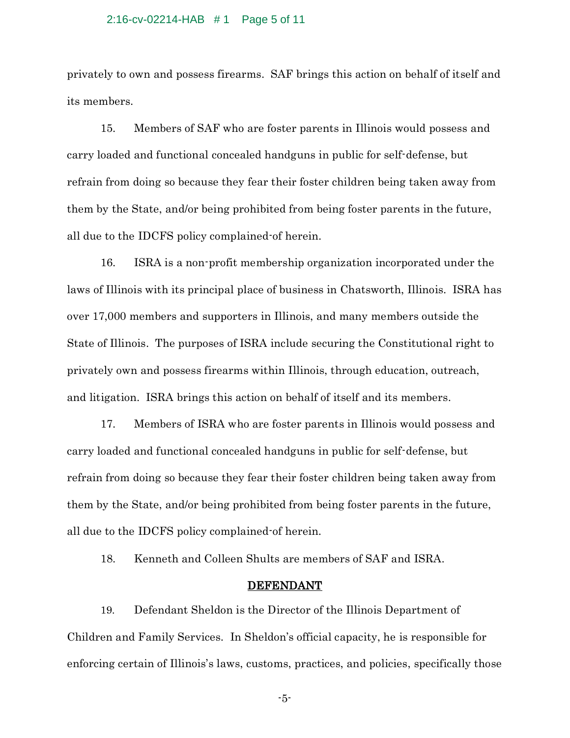privately to own and possess firearms. SAF brings this action on behalf of itself and its members.

15. Members of SAF who are foster parents in Illinois would possess and carry loaded and functional concealed handguns in public for self-defense, but refrain from doing so because they fear their foster children being taken away from them by the State, and/or being prohibited from being foster parents in the future, all due to the IDCFS policy complained-of herein.

16. ISRA is a non-profit membership organization incorporated under the laws of Illinois with its principal place of business in Chatsworth, Illinois. ISRA has over 17,000 members and supporters in Illinois, and many members outside the State of Illinois. The purposes of ISRA include securing the Constitutional right to privately own and possess firearms within Illinois, through education, outreach, and litigation. ISRA brings this action on behalf of itself and its members.

17. Members of ISRA who are foster parents in Illinois would possess and carry loaded and functional concealed handguns in public for self-defense, but refrain from doing so because they fear their foster children being taken away from them by the State, and/or being prohibited from being foster parents in the future, all due to the IDCFS policy complained-of herein.

18. Kenneth and Colleen Shults are members of SAF and ISRA.

## DEFENDANT

19. Defendant Sheldon is the Director of the Illinois Department of Children and Family Services. In Sheldon's official capacity, he is responsible for enforcing certain of Illinois's laws, customs, practices, and policies, specifically those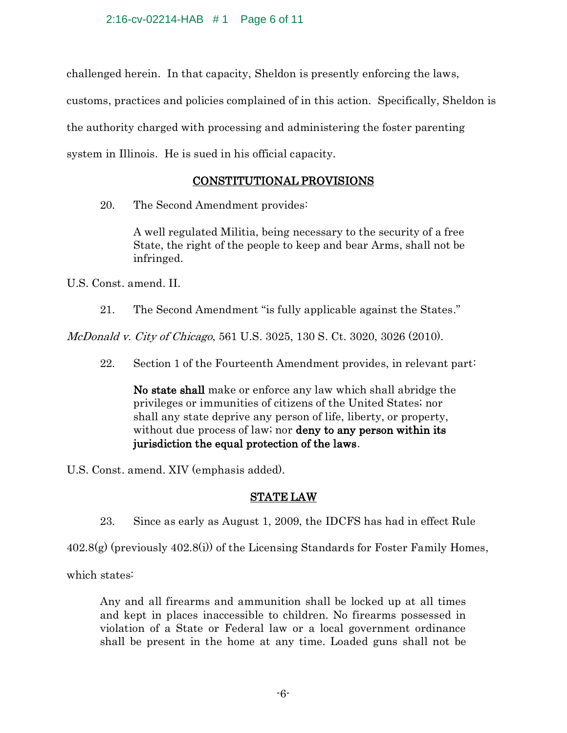challenged herein. In that capacity, Sheldon is presently enforcing the laws, customs, practices and policies complained of in this action. Specifically, Sheldon is the authority charged with processing and administering the foster parenting system in Illinois. He is sued in his official capacity.

## CONSTITUTIONAL PROVISIONS

20. The Second Amendment provides:

> A well regulated Militia, being necessary to the security of a free State, the right of the people to keep and bear Arms, shall not be infringed.

U.S. Const. amend. II.

21. The Second Amendment "is fully applicable against the States." *McDonald v. City of Chicago*, 561 U.S. 3025, 130 S. Ct. 3020, 3026 (2010).

22. Section 1 of the Fourteenth Amendment provides, in relevant part:

> **No state shall** make or enforce any law which shall abridge the privileges or immunities of citizens of the United States; nor shall any state deprive any person of life, liberty, or property, without due process of law; nor **deny to any person within its jurisdiction the equal protection of the laws**.

U.S. Const. amend. XIV (emphasis added).

## STATE LAW

23. Since as early as August 1, 2009, the IDCFS has had in effect Rule 402.8(g) (previously 402.8(i)) of the Licensing Standards for Foster Family Homes, which states:

> Any and all firearms and ammunition shall be locked up at all times and kept in places inaccessible to children. No firearms possessed in violation of a State or Federal law or a local government ordinance shall be present in the home at any time. Loaded guns shall not be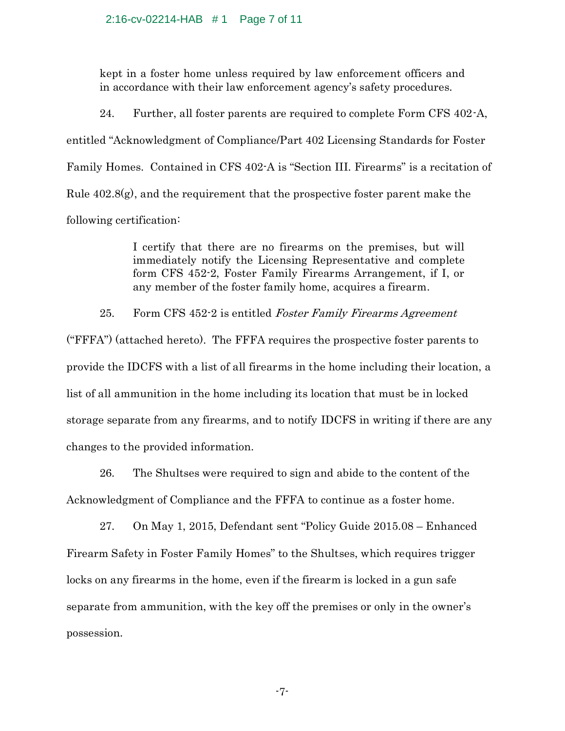kept in a foster home unless required by law enforcement officers and in accordance with their law enforcement agency's safety procedures.

24. Further, all foster parents are required to complete Form CFS 402-A, entitled "Acknowledgment of Compliance/Part 402 Licensing Standards for Foster Family Homes. Contained in CFS 402-A is "Section III. Firearms" is a recitation of Rule 402.8(g), and the requirement that the prospective foster parent make the following certification:

> I certify that there are no firearms on the premises, but will immediately notify the Licensing Representative and complete form CFS 452-2, Foster Family Firearms Arrangement, if I, or any member of the foster family home, acquires a firearm.

25. Form CFS 452-2 is entitled *Foster Family Firearms Agreement* ("FFFA") (attached hereto). The FFFA requires the prospective foster parents to provide the IDCFS with a list of all firearms in the home including their location, a list of all ammunition in the home including its location that must be in locked storage separate from any firearms, and to notify IDCFS in writing if there are any changes to the provided information.

26. The Shultses were required to sign and abide to the content of the Acknowledgment of Compliance and the FFFA to continue as a foster home.

27. On May 1, 2015, Defendant sent "Policy Guide 2015.08 – Enhanced Firearm Safety in Foster Family Homes" to the Shultses, which requires trigger locks on any firearms in the home, even if the firearm is locked in a gun safe separate from ammunition, with the key off the premises or only in the owner's possession.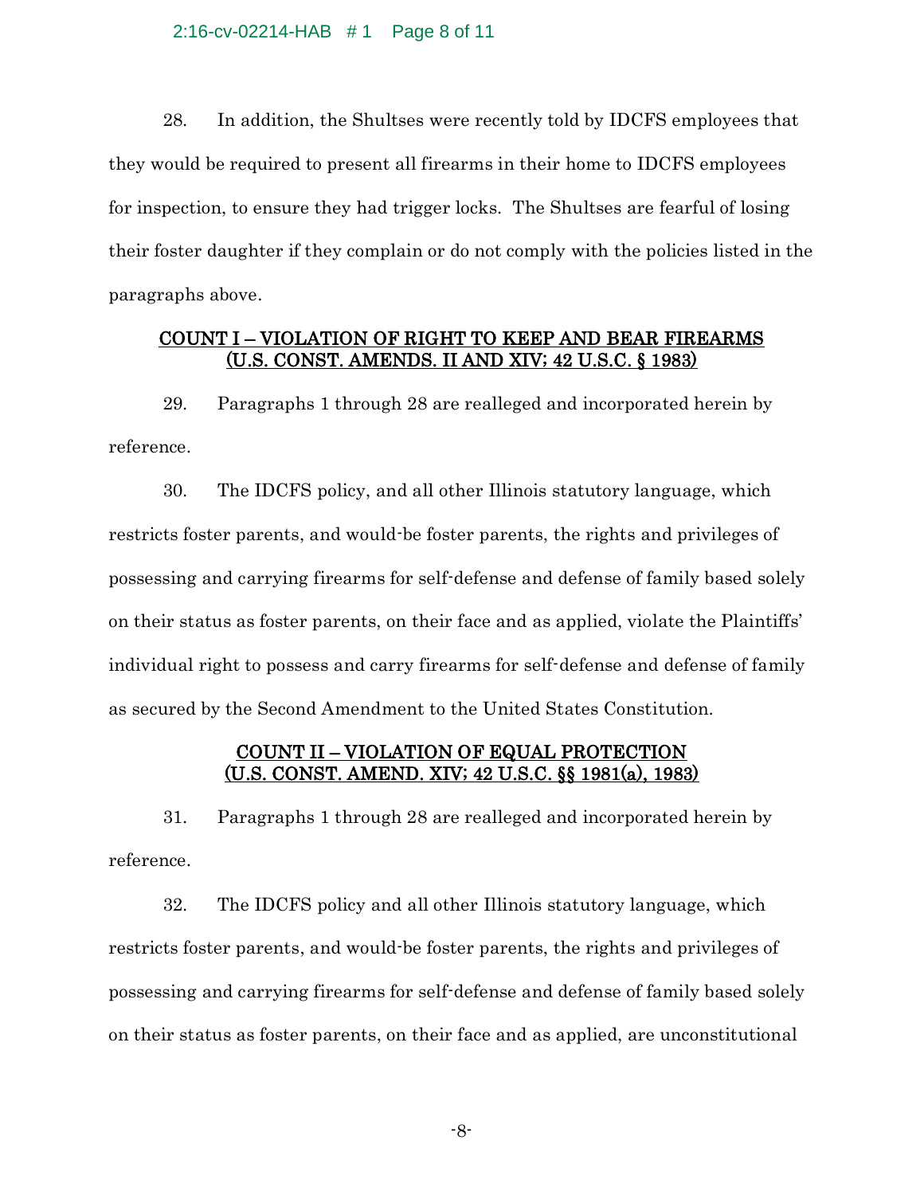28. In addition, the Shultses were recently told by IDCFS employees that they would be required to present all firearms in their home to IDCFS employees for inspection, to ensure they had trigger locks. The Shultses are fearful of losing their foster daughter if they complain or do not comply with the policies listed in the paragraphs above.

## COUNT I – VIOLATION OF RIGHT TO KEEP AND BEAR FIREARMS (U.S. CONST. AMENDS. II AND XIV; 42 U.S.C. § 1983)

29. Paragraphs 1 through 28 are realleged and incorporated herein by reference.

30. The IDCFS policy, and all other Illinois statutory language, which restricts foster parents, and would-be foster parents, the rights and privileges of possessing and carrying firearms for self-defense and defense of family based solely on their status as foster parents, on their face and as applied, violate the Plaintiffs' individual right to possess and carry firearms for self-defense and defense of family as secured by the Second Amendment to the United States Constitution.

## COUNT II – VIOLATION OF EQUAL PROTECTION (U.S. CONST. AMEND. XIV; 42 U.S.C. §§ 1981(a), 1983)

31. Paragraphs 1 through 28 are realleged and incorporated herein by reference.

32. The IDCFS policy and all other Illinois statutory language, which restricts foster parents, and would-be foster parents, the rights and privileges of possessing and carrying firearms for self-defense and defense of family based solely on their status as foster parents, on their face and as applied, are unconstitutional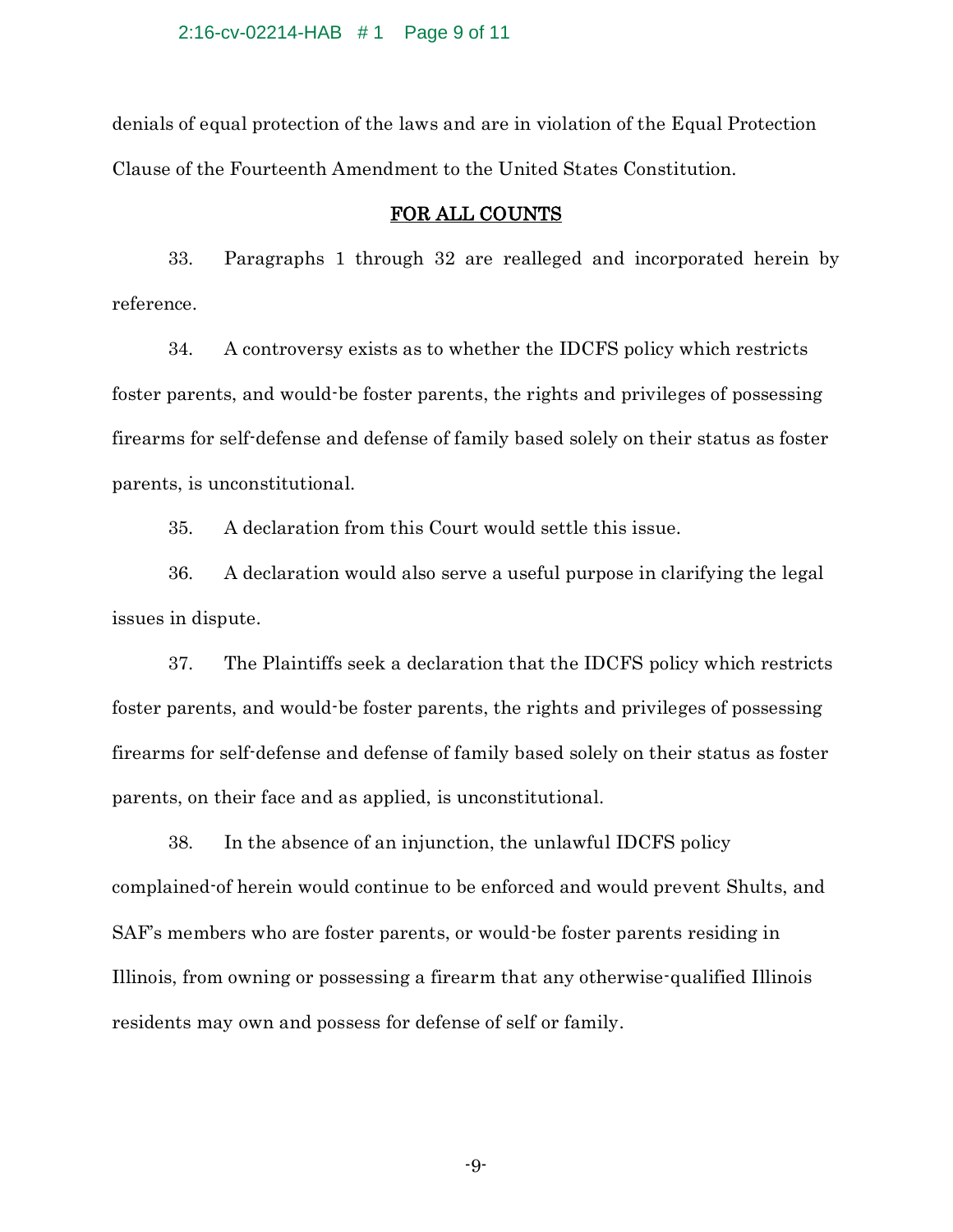denials of equal protection of the laws and are in violation of the Equal Protection Clause of the Fourteenth Amendment to the United States Constitution.

## FOR ALL COUNTS

33. Paragraphs 1 through 32 are realleged and incorporated herein by reference.

34. A controversy exists as to whether the IDCFS policy which restricts foster parents, and would-be foster parents, the rights and privileges of possessing firearms for self-defense and defense of family based solely on their status as foster parents, is unconstitutional.

35. A declaration from this Court would settle this issue.

36. A declaration would also serve a useful purpose in clarifying the legal issues in dispute.

37. The Plaintiffs seek a declaration that the IDCFS policy which restricts foster parents, and would-be foster parents, the rights and privileges of possessing firearms for self-defense and defense of family based solely on their status as foster parents, on their face and as applied, is unconstitutional.

38. In the absence of an injunction, the unlawful IDCFS policy complained-of herein would continue to be enforced and would prevent Shults, and SAF's members who are foster parents, or would-be foster parents residing in Illinois, from owning or possessing a firearm that any otherwise-qualified Illinois residents may own and possess for defense of self or family.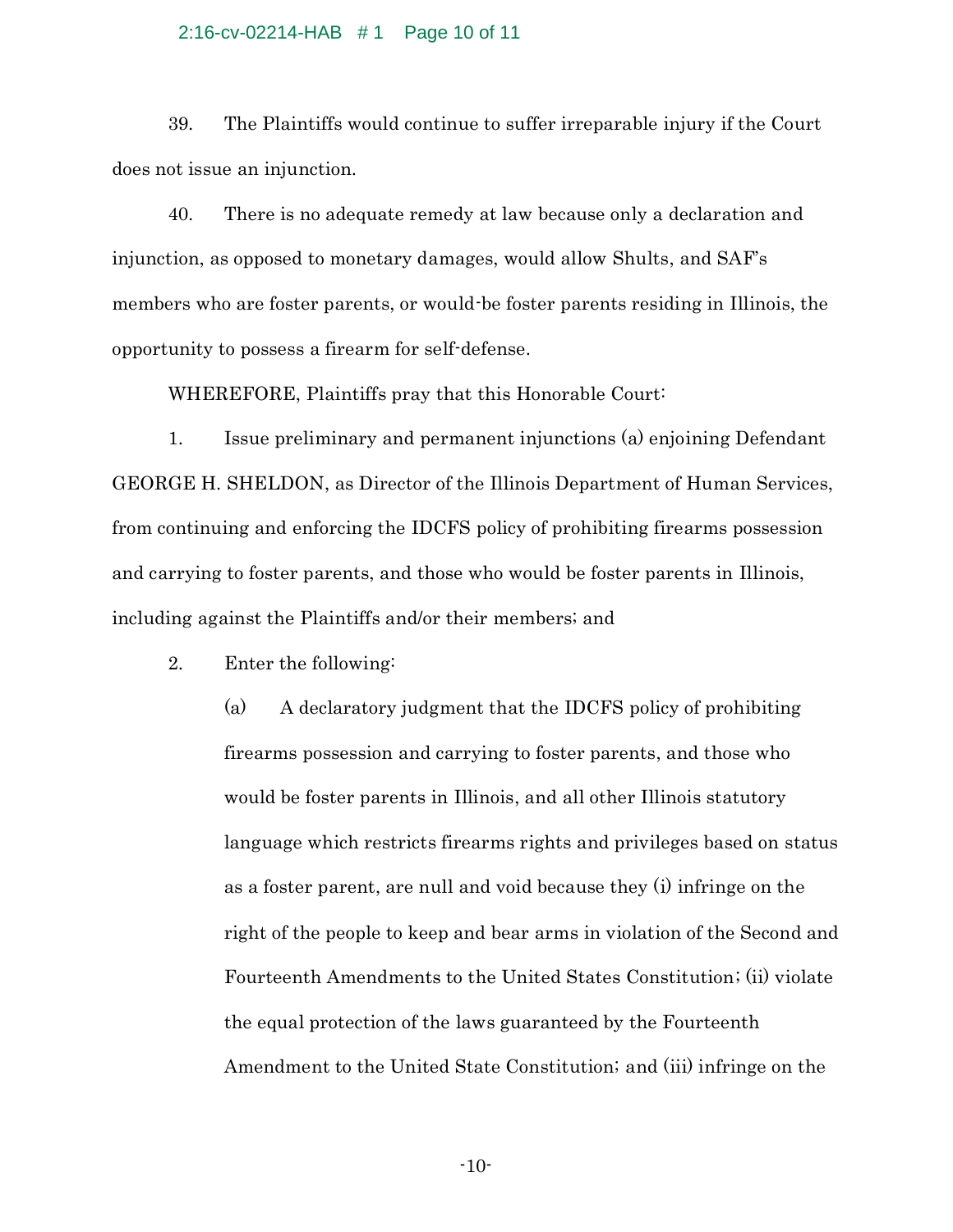39. The Plaintiffs would continue to suffer irreparable injury if the Court does not issue an injunction.

40. There is no adequate remedy at law because only a declaration and injunction, as opposed to monetary damages, would allow Shults, and SAF's members who are foster parents, or would-be foster parents residing in Illinois, the opportunity to possess a firearm for self-defense.

WHEREFORE, Plaintiffs pray that this Honorable Court:

1. Issue preliminary and permanent injunctions (a) enjoining Defendant GEORGE H. SHELDON, as Director of the Illinois Department of Human Services, from continuing and enforcing the IDCFS policy of prohibiting firearms possession and carrying to foster parents, and those who would be foster parents in Illinois, including against the Plaintiffs and/or their members; and

2. Enter the following:

   (a) A declaratory judgment that the IDCFS policy of prohibiting firearms possession and carrying to foster parents, and those who would be foster parents in Illinois, and all other Illinois statutory language which restricts firearms rights and privileges based on status as a foster parent, are null and void because they (i) infringe on the right of the people to keep and bear arms in violation of the Second and Fourteenth Amendments to the United States Constitution; (ii) violate the equal protection of the laws guaranteed by the Fourteenth Amendment to the United State Constitution; and (iii) infringe on the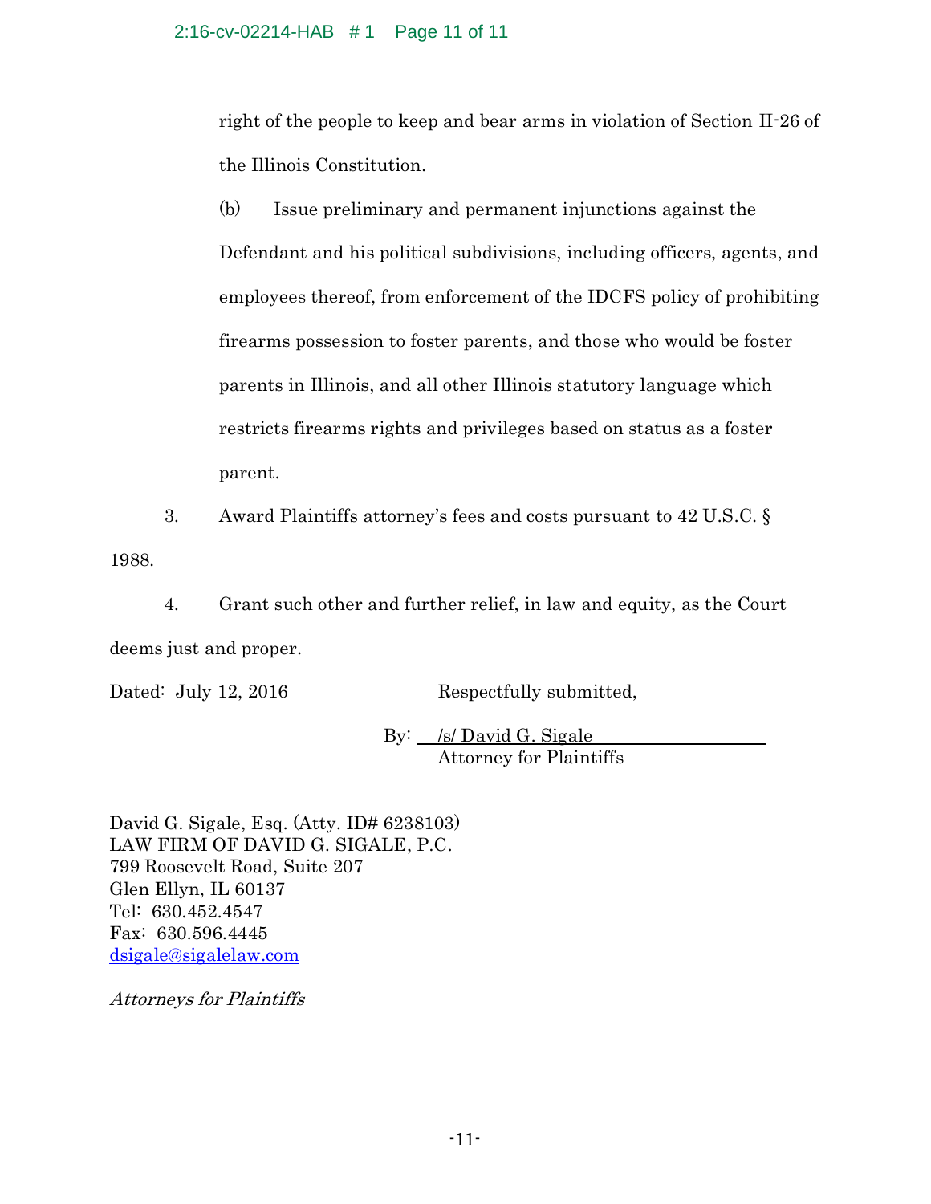right of the people to keep and bear arms in violation of Section II-26 of the Illinois Constitution.

(b) Issue preliminary and permanent injunctions against the Defendant and his political subdivisions, including officers, agents, and employees thereof, from enforcement of the IDCFS policy of prohibiting firearms possession to foster parents, and those who would be foster parents in Illinois, and all other Illinois statutory language which restricts firearms rights and privileges based on status as a foster parent.

3. Award Plaintiffs attorney's fees and costs pursuant to 42 U.S.C. § 1988.

4. Grant such other and further relief, in law and equity, as the Court deems just and proper.

Dated: July 12, 2016

Respectfully submitted,

By: /s/ David G. Sigale
Attorney for Plaintiffs

David G. Sigale, Esq. (Atty. ID# 6238103)
LAW FIRM OF DAVID G. SIGALE, P.C.
799 Roosevelt Road, Suite 207
Glen Ellyn, IL 60137
Tel: 630.452.4547
Fax: 630.596.4445
dsigale@sigalelaw.com

*Attorneys for Plaintiffs*